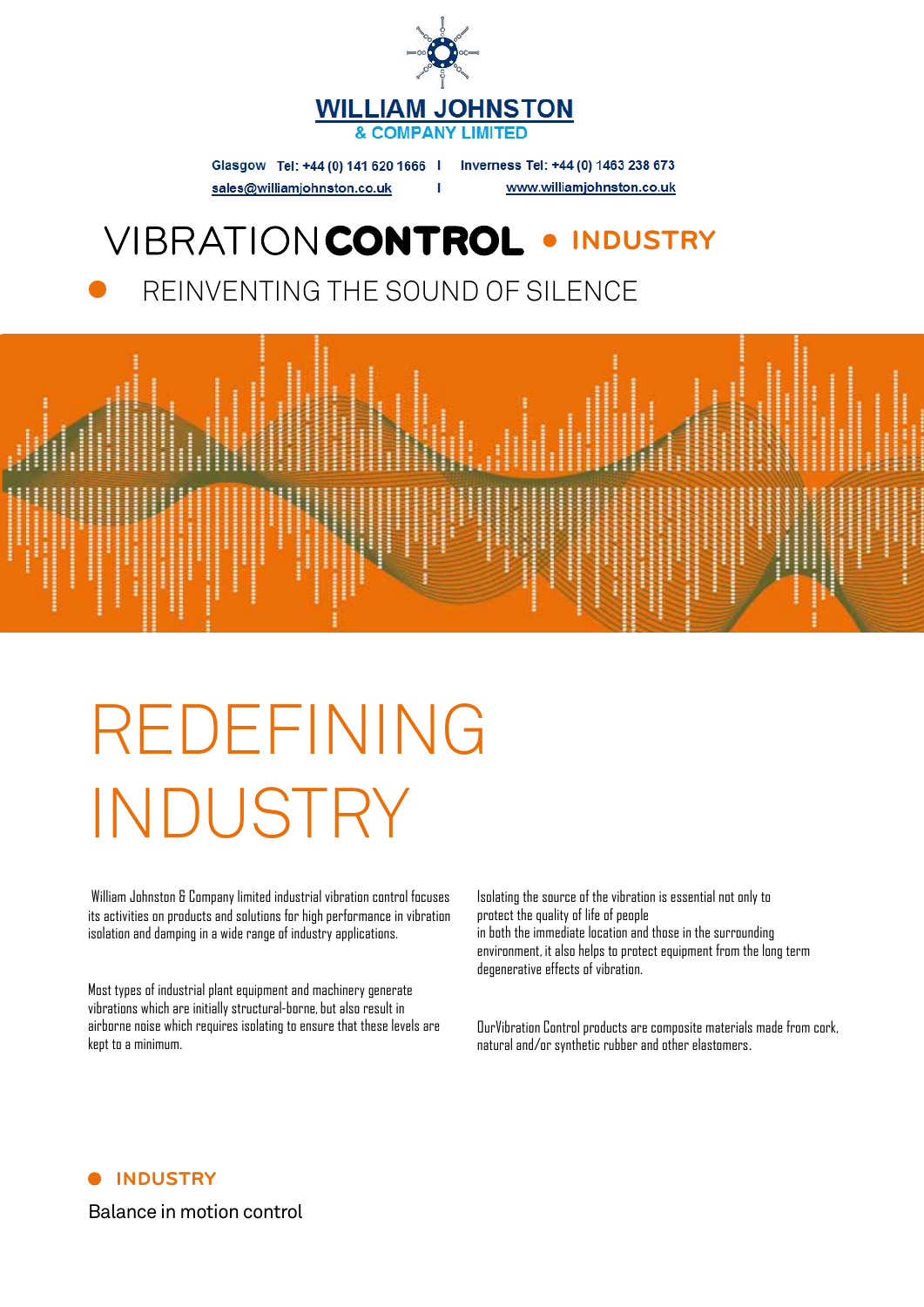**WILLIAM JOHNSTON**
**& COMPANY LIMITED**

Glasgow **Tel: +44 (0) 141 620 1666** | **Inverness Tel: +44 (0) 1463 238 673**
sales@williamjohnston.co.uk | www.williamjohnston.co.uk

# VIBRATION**CONTROL** • INDUSTRY

## REINVENTING THE SOUND OF SILENCE

# REDEFINING INDUSTRY

William Johnston & Company limited industrial vibration control focuses its activities on products and solutions for high performance in vibration isolation and damping in a wide range of industry applications.

Most types of industrial plant equipment and machinery generate vibrations which are initially structural-borne, but also result in airborne noise which requires isolating to ensure that these levels are kept to a minimum.

Isolating the source of the vibration is essential not only to protect the quality of life of people in both the immediate location and those in the surrounding environment, it also helps to protect equipment from the long term degenerative effects of vibration.

OurVibration Control products are composite materials made from cork, natural and/or synthetic rubber and other elastomers.

**INDUSTRY**

Balance in motion control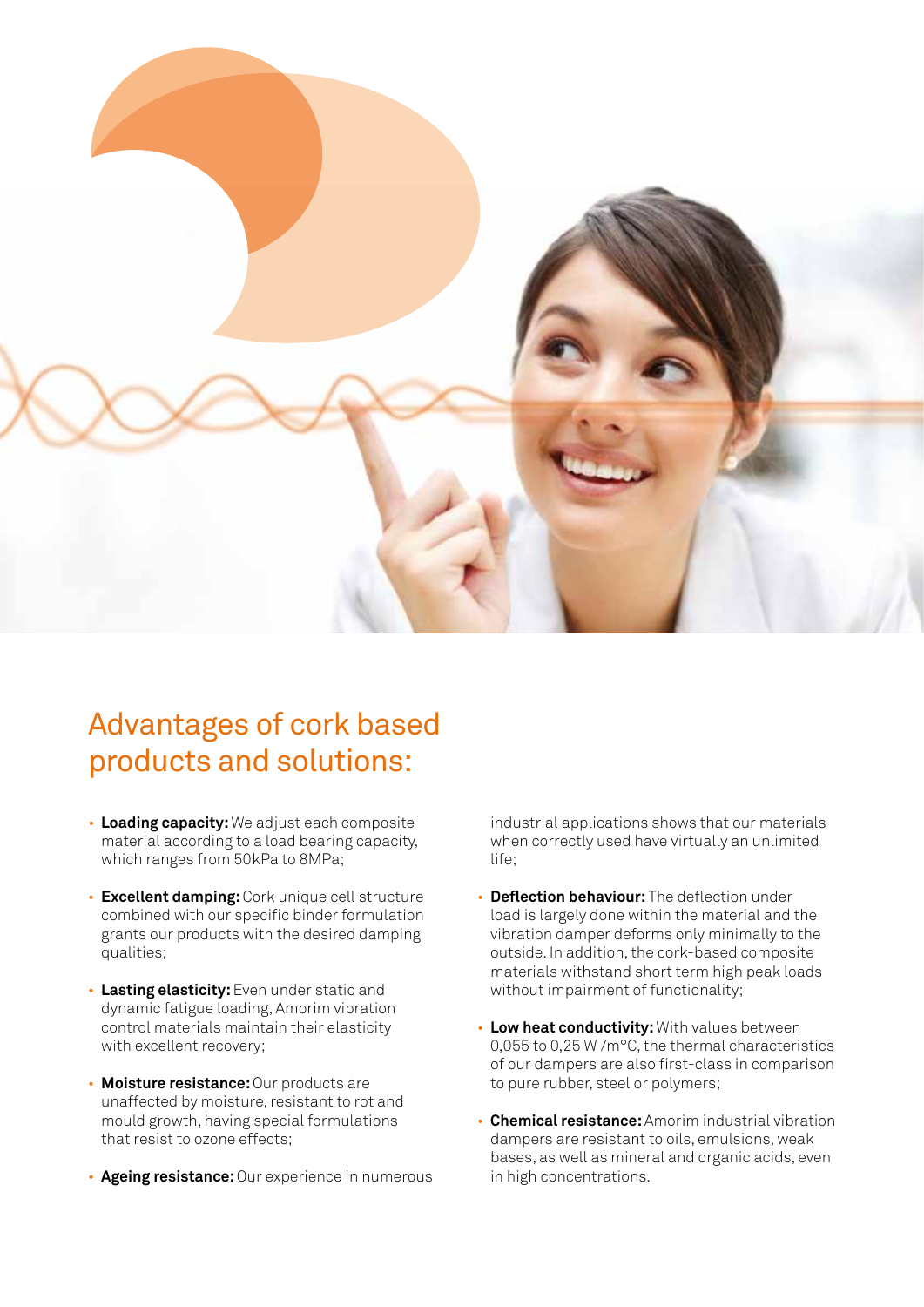## Advantages of cork based products and solutions:

- **Loading capacity:** We adjust each composite material according to a load bearing capacity, which ranges from 50kPa to 8MPa;
- **Excellent damping:** Cork unique cell structure combined with our specific binder formulation grants our products with the desired damping qualities;
- **Lasting elasticity:** Even under static and dynamic fatigue loading, Amorim vibration control materials maintain their elasticity with excellent recovery;
- **Moisture resistance:** Our products are unaffected by moisture, resistant to rot and mould growth, having special formulations that resist to ozone effects;
- **Ageing resistance:** Our experience in numerous industrial applications shows that our materials when correctly used have virtually an unlimited life;
- **Deflection behaviour:** The deflection under load is largely done within the material and the vibration damper deforms only minimally to the outside. In addition, the cork-based composite materials withstand short term high peak loads without impairment of functionality;
- **Low heat conductivity:** With values between 0,055 to 0,25 W /m°C, the thermal characteristics of our dampers are also first-class in comparison to pure rubber, steel or polymers;
- **Chemical resistance:** Amorim industrial vibration dampers are resistant to oils, emulsions, weak bases, as well as mineral and organic acids, even in high concentrations.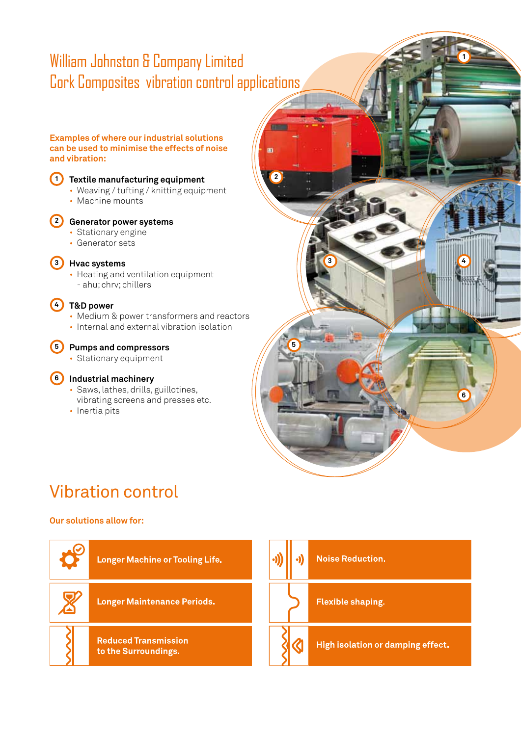# William Johnston & Company Limited
## Cork Composites vibration control applications

**Examples of where our industrial solutions can be used to minimise the effects of noise and vibration:**

1. **Textile manufacturing equipment**
   - Weaving / tufting / knitting equipment
   - Machine mounts

2. **Generator power systems**
   - Stationary engine
   - Generator sets

3. **Hvac systems**
   - Heating and ventilation equipment - ahu; chrv; chillers

4. **T&D power**
   - Medium & power transformers and reactors
   - Internal and external vibration isolation

5. **Pumps and compressors**
   - Stationary equipment

6. **Industrial machinery**
   - Saws, lathes, drills, guillotines, vibrating screens and presses etc.
   - Inertia pits

# Vibration control

**Our solutions allow for:**

- **Longer Machine or Tooling Life.**
- **Noise Reduction.**
- **Longer Maintenance Periods.**
- **Flexible shaping.**
- **Reduced Transmission to the Surroundings.**
- **High isolation or damping effect.**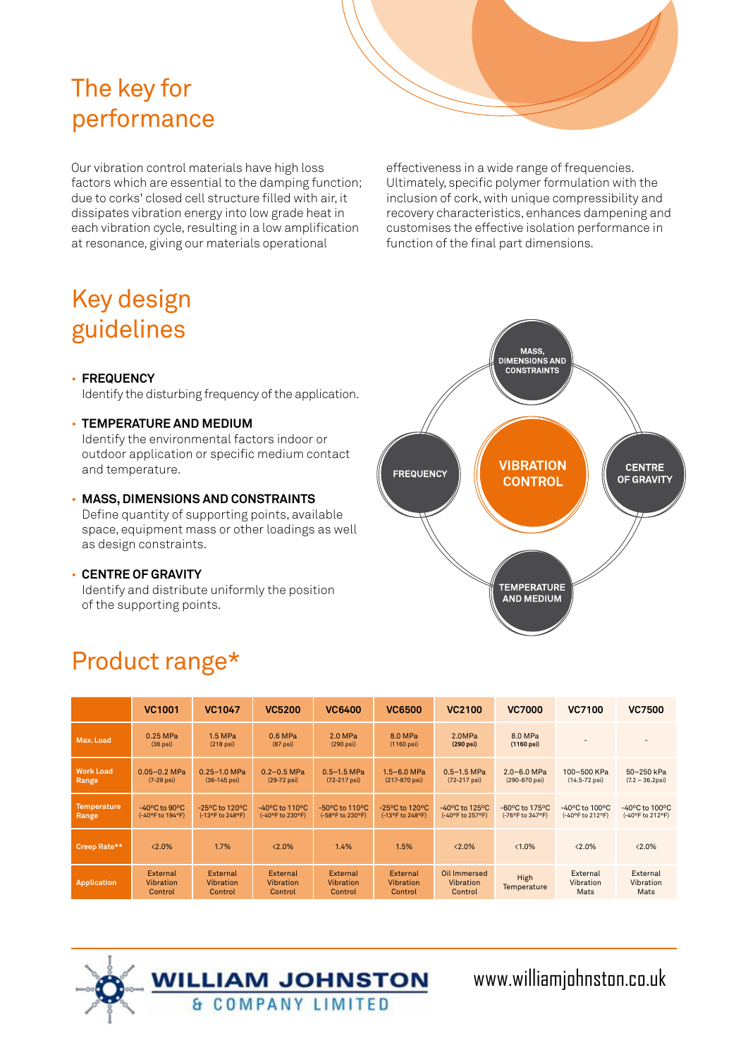# The key for performance

Our vibration control materials have high loss factors which are essential to the damping function; due to corks' closed cell structure filled with air, it dissipates vibration energy into low grade heat in each vibration cycle, resulting in a low amplification at resonance, giving our materials operational effectiveness in a wide range of frequencies. Ultimately, specific polymer formulation with the inclusion of cork, with unique compressibility and recovery characteristics, enhances dampening and customises the effective isolation performance in function of the final part dimensions.

# Key design guidelines

- **FREQUENCY**
  Identify the disturbing frequency of the application.
- **TEMPERATURE AND MEDIUM**
  Identify the environmental factors indoor or outdoor application or specific medium contact and temperature.
- **MASS, DIMENSIONS AND CONSTRAINTS**
  Define quantity of supporting points, available space, equipment mass or other loadings as well as design constraints.
- **CENTRE OF GRAVITY**
  Identify and distribute uniformly the position of the supporting points.

MASS, DIMENSIONS AND CONSTRAINTS
FREQUENCY
VIBRATION CONTROL
CENTRE OF GRAVITY
TEMPERATURE AND MEDIUM

# Product range*

| | VC1001 | VC1047 | VC5200 | VC6400 | VC6500 | VC2100 | VC7000 | VC7100 | VC7500 |
|---|---|---|---|---|---|---|---|---|---|
| Max. Load | 0.25 MPa (36 psi) | 1.5 MPa (218 psi) | 0.6 MPa (87 psi) | 2.0 MPa (290 psi) | 8.0 MPa (1160 psi) | 2.0MPa (290 psi) | 8.0 MPa (1160 psi) | - | - |
| Work Load Range | 0.05–0.2 MPa (7-29 psi) | 0.25–1.0 MPa (36-145 psi) | 0.2–0.5 MPa (29-72 psi) | 0.5–1.5 MPa (72-217 psi) | 1.5–6.0 MPa (217-870 psi) | 0.5–1.5 MPa (72-217 psi) | 2.0–6.0 MPa (290-870 psi) | 100–500 KPa (14.5-72 psi) | 50–250 kPa (7.2 – 36.2psi) |
| Temperature Range | -40ºC to 90ºC (-40ºF to 194ºF) | -25ºC to 120ºC (-13ºF to 248ºF) | -40ºC to 110ºC (-40ºF to 230ºF) | -50ºC to 110ºC (-58ºF to 230ºF) | -25ºC to 120ºC (-13ºF to 248ºF) | -40ºC to 125ºC (-40ºF to 257ºF) | -60ºC to 175ºC (-76ºF to 347ºF) | -40ºC to 100ºC (-40ºF to 212ºF) | -40ºC to 100ºC (-40ºF to 212ºF) |
| Creep Rate** | <2.0% | 1.7% | <2.0% | 1.4% | 1.5% | <2.0% | <1.0% | <2.0% | <2.0% |
| Application | External Vibration Control | External Vibration Control | External Vibration Control | External Vibration Control | External Vibration Control | Oil Immersed Vibration Control | High Temperature | External Vibration Mats | External Vibration Mats |

WILLIAM JOHNSTON & COMPANY LIMITED

www.williamjohnston.co.uk